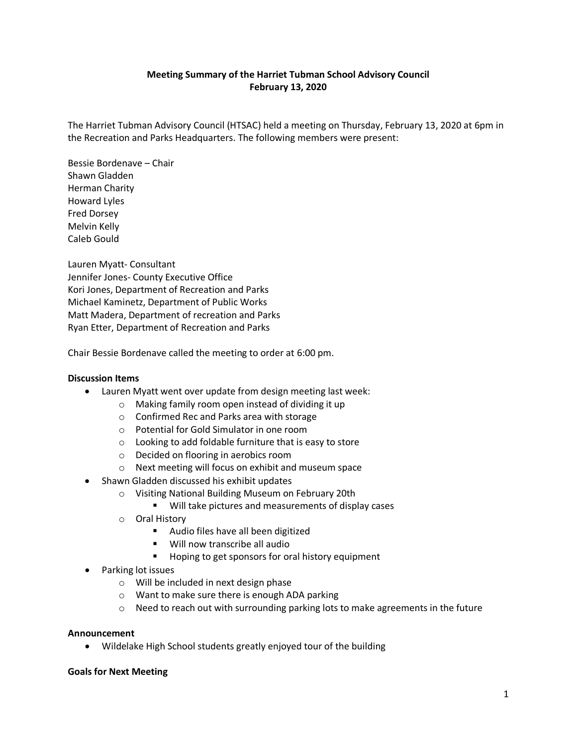**Meeting Summary of the Harriet Tubman School Advisory Council**
**February 13, 2020**

The Harriet Tubman Advisory Council (HTSAC) held a meeting on Thursday, February 13, 2020 at 6pm in the Recreation and Parks Headquarters. The following members were present:

Bessie Bordenave – Chair
Shawn Gladden
Herman Charity
Howard Lyles
Fred Dorsey
Melvin Kelly
Caleb Gould

Lauren Myatt- Consultant
Jennifer Jones- County Executive Office
Kori Jones, Department of Recreation and Parks
Michael Kaminetz, Department of Public Works
Matt Madera, Department of recreation and Parks
Ryan Etter, Department of Recreation and Parks

Chair Bessie Bordenave called the meeting to order at 6:00 pm.

**Discussion Items**

- Lauren Myatt went over update from design meeting last week:
  - Making family room open instead of dividing it up
  - Confirmed Rec and Parks area with storage
  - Potential for Gold Simulator in one room
  - Looking to add foldable furniture that is easy to store
  - Decided on flooring in aerobics room
  - Next meeting will focus on exhibit and museum space
- Shawn Gladden discussed his exhibit updates
  - Visiting National Building Museum on February 20th
    - Will take pictures and measurements of display cases
  - Oral History
    - Audio files have all been digitized
    - Will now transcribe all audio
    - Hoping to get sponsors for oral history equipment
- Parking lot issues
  - Will be included in next design phase
  - Want to make sure there is enough ADA parking
  - Need to reach out with surrounding parking lots to make agreements in the future

**Announcement**

- Wildelake High School students greatly enjoyed tour of the building

**Goals for Next Meeting**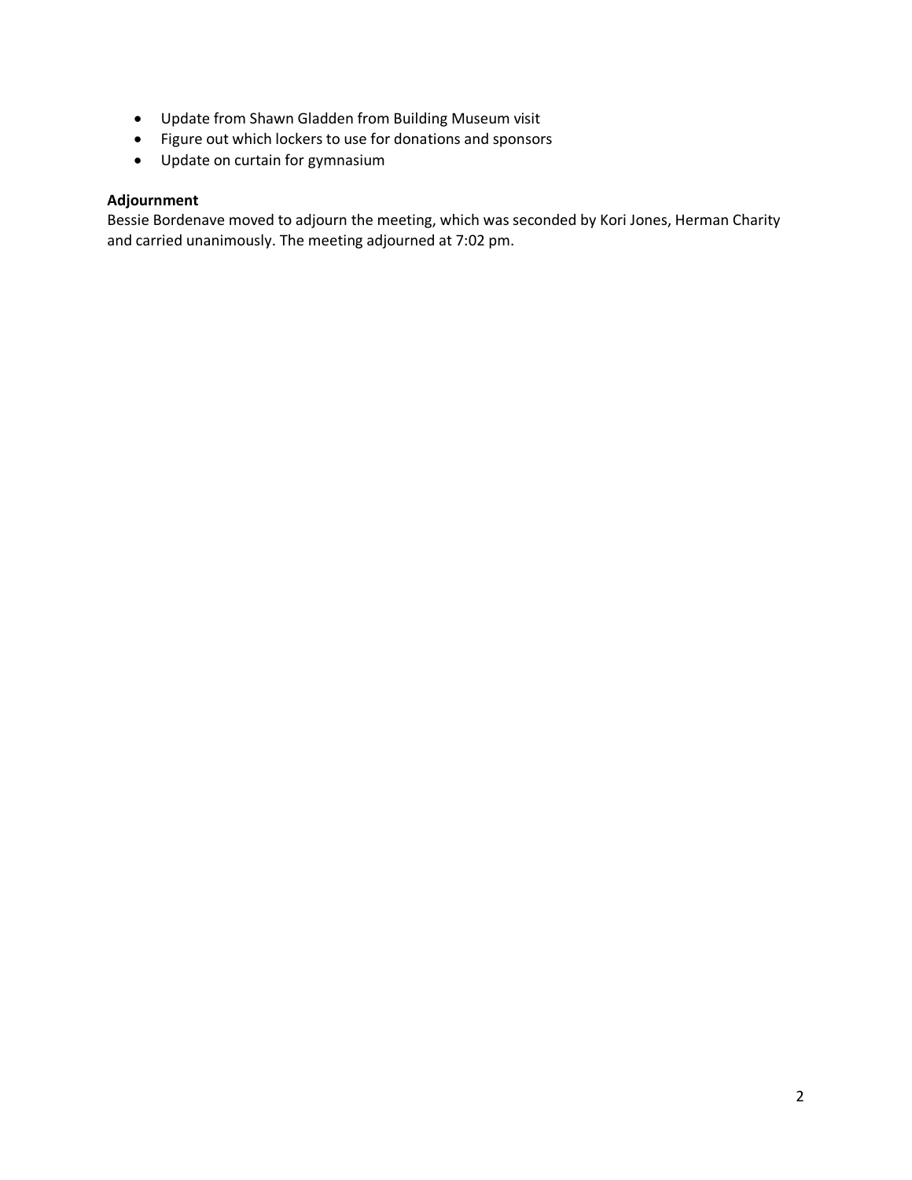- Update from Shawn Gladden from Building Museum visit
- Figure out which lockers to use for donations and sponsors
- Update on curtain for gymnasium

**Adjournment**

Bessie Bordenave moved to adjourn the meeting, which was seconded by Kori Jones, Herman Charity and carried unanimously. The meeting adjourned at 7:02 pm.